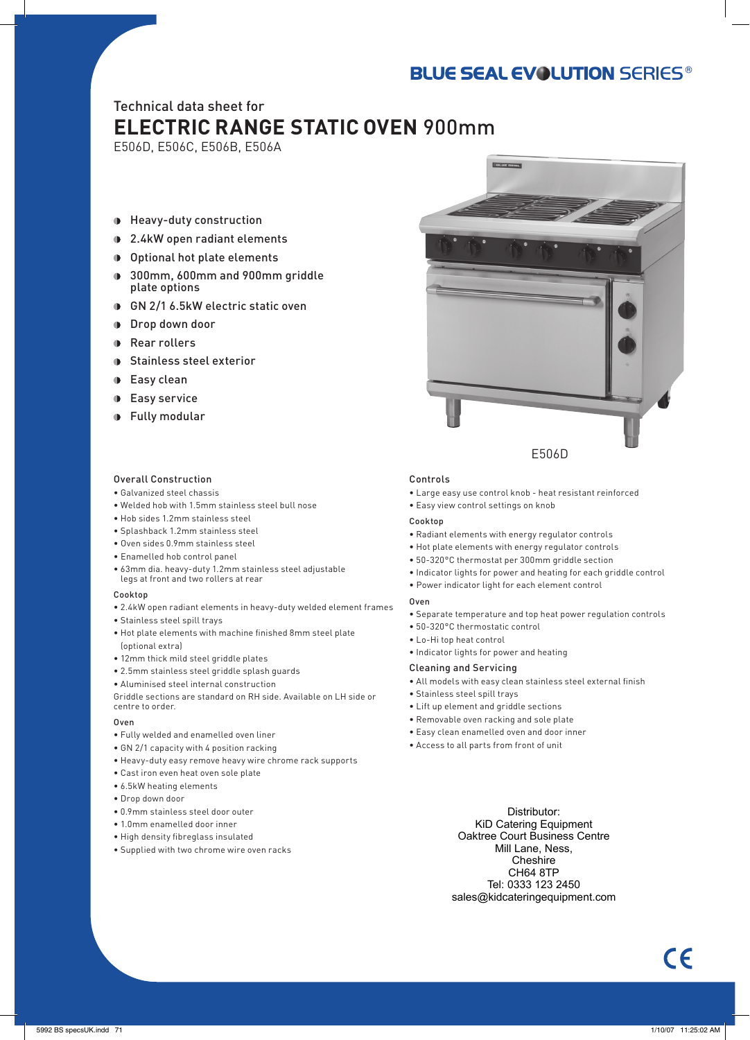BLUE SEAL EVOLUTION SERIES®

Technical data sheet for

# ELECTRIC RANGE STATIC OVEN 900mm

E506D, E506C, E506B, E506A

- Heavy-duty construction
- 2.4kW open radiant elements
- Optional hot plate elements
- 300mm, 600mm and 900mm griddle plate options
- GN 2/1 6.5kW electric static oven
- Drop down door
- Rear rollers
- Stainless steel exterior
- Easy clean
- Easy service
- Fully modular

E506D

### Overall Construction

- Galvanized steel chassis
- Welded hob with 1.5mm stainless steel bull nose
- Hob sides 1.2mm stainless steel
- Splashback 1.2mm stainless steel
- Oven sides 0.9mm stainless steel
- Enamelled hob control panel
- 63mm dia. heavy-duty 1.2mm stainless steel adjustable legs at front and two rollers at rear

#### Cooktop

- 2.4kW open radiant elements in heavy-duty welded element frames
- Stainless steel spill trays
- Hot plate elements with machine finished 8mm steel plate (optional extra)
- 12mm thick mild steel griddle plates
- 2.5mm stainless steel griddle splash guards
- Aluminised steel internal construction

Griddle sections are standard on RH side. Available on LH side or centre to order.

#### Oven

- Fully welded and enamelled oven liner
- GN 2/1 capacity with 4 position racking
- Heavy-duty easy remove heavy wire chrome rack supports
- Cast iron even heat oven sole plate
- 6.5kW heating elements
- Drop down door
- 0.9mm stainless steel door outer
- 1.0mm enamelled door inner
- High density fibreglass insulated
- Supplied with two chrome wire oven racks

### Controls

- Large easy use control knob - heat resistant reinforced
- Easy view control settings on knob

#### Cooktop

- Radiant elements with energy regulator controls
- Hot plate elements with energy regulator controls
- 50-320°C thermostat per 300mm griddle section
- Indicator lights for power and heating for each griddle control
- Power indicator light for each element control

#### Oven

- Separate temperature and top heat power regulation controls
- 50-320°C thermostatic control
- Lo-Hi top heat control
- Indicator lights for power and heating

### Cleaning and Servicing

- All models with easy clean stainless steel external finish
- Stainless steel spill trays
- Lift up element and griddle sections
- Removable oven racking and sole plate
- Easy clean enamelled oven and door inner
- Access to all parts from front of unit

Distributor:
KiD Catering Equipment
Oaktree Court Business Centre
Mill Lane, Ness,
Cheshire
CH64 8TP
Tel: 0333 123 2450
sales@kidcateringequipment.com

CE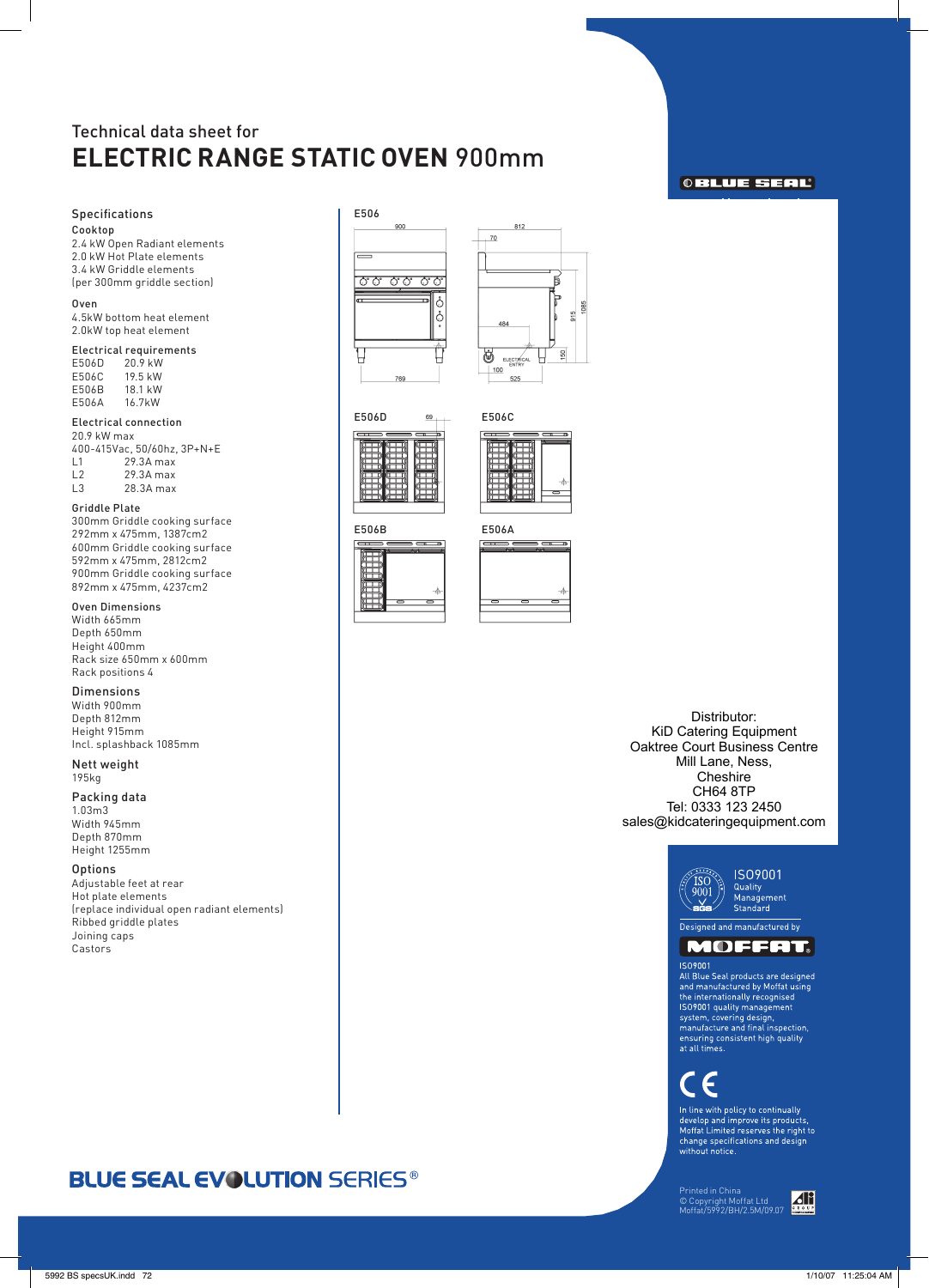Technical data sheet for

# ELECTRIC RANGE STATIC OVEN 900mm

## Specifications

### Cooktop
2.4 kW Open Radiant elements
2.0 kW Hot Plate elements
3.4 kW Griddle elements
(per 300mm griddle section)

### Oven
4.5kW bottom heat element
2.0kW top heat element

### Electrical requirements

| | |
|---|---|
| E506D | 20.9 kW |
| E506C | 19.5 kW |
| E506B | 18.1 kW |
| E506A | 16.7kW |

### Electrical connection
20.9 kW max
400-415Vac, 50/60hz, 3P+N+E

| | |
|---|---|
| L1 | 29.3A max |
| L2 | 29.3A max |
| L3 | 28.3A max |

### Griddle Plate
300mm Griddle cooking surface
292mm x 475mm, 1387cm2
600mm Griddle cooking surface
592mm x 475mm, 2812cm2
900mm Griddle cooking surface
892mm x 475mm, 4237cm2

### Oven Dimensions
Width 665mm
Depth 650mm
Height 400mm
Rack size 650mm x 600mm
Rack positions 4

### Dimensions
Width 900mm
Depth 812mm
Height 915mm
Incl. splashback 1085mm

### Nett weight
195kg

### Packing data
1.03m3
Width 945mm
Depth 870mm
Height 1255mm

### Options
Adjustable feet at rear
Hot plate elements
(replace individual open radiant elements)
Ribbed griddle plates
Joining caps
Castors

E506

900
812
70
789
484
100
525
150
915
1085
ELECTRICAL ENTRY

E506D
69

E506C

E506B

E506A

Distributor:
KiD Catering Equipment
Oaktree Court Business Centre
Mill Lane, Ness,
Cheshire
CH64 8TP
Tel: 0333 123 2450
sales@kidcateringequipment.com

BLUE SEAL

ISO9001
Quality
Management
Standard

Designed and manufactured by

MOFFAT

ISO9001
All Blue Seal products are designed and manufactured by Moffat using the internationally recognised ISO9001 quality management system, covering design, manufacture and final inspection, ensuring consistent high quality at all times.

CE

In line with policy to continually develop and improve its products, Moffat Limited reserves the right to change specifications and design without notice.

BLUE SEAL EVOLUTION SERIES®

Printed in China
© Copyright Moffat Ltd
Moffat/5992/BH/2.5M/09.07